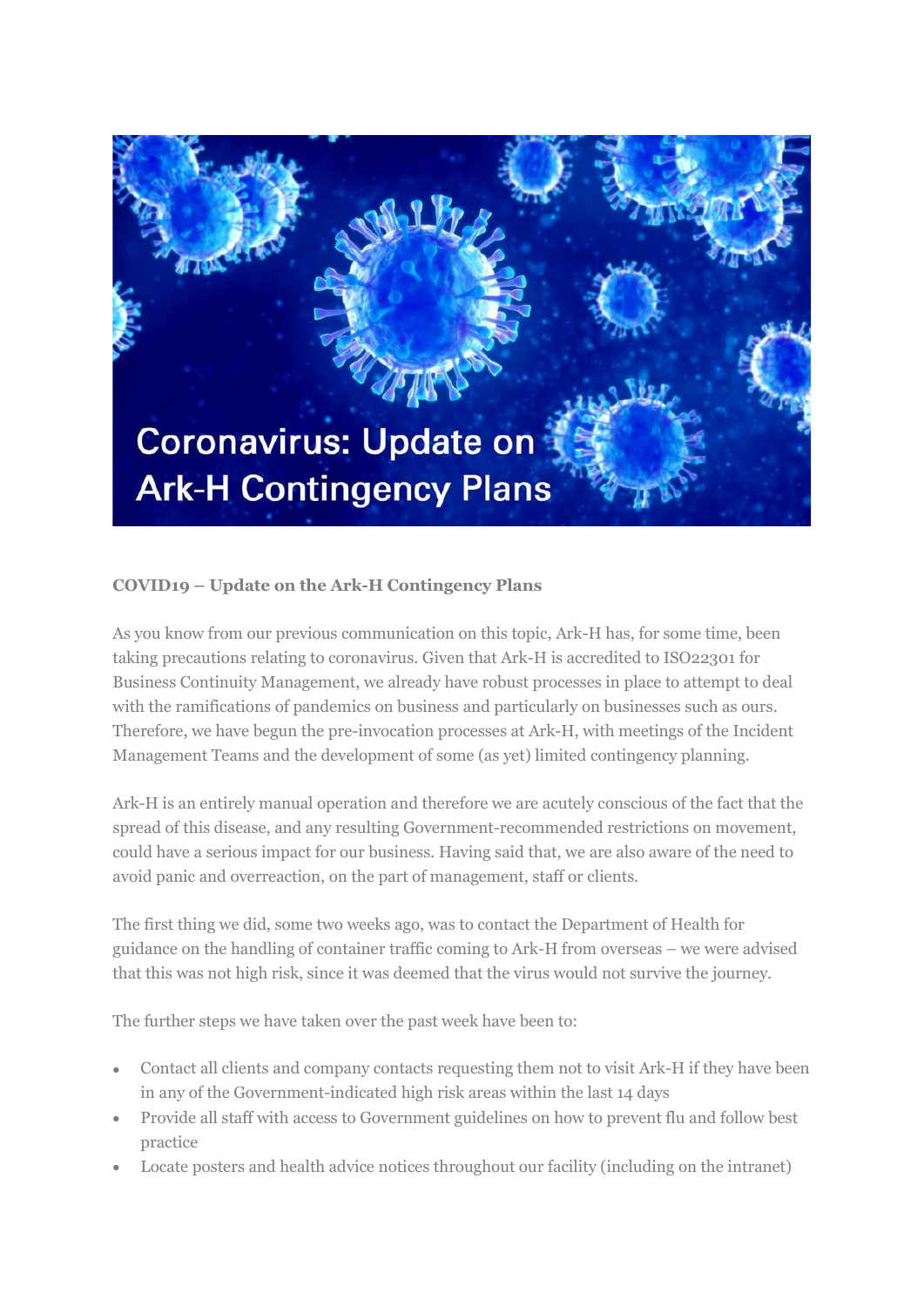Coronavirus: Update on Ark-H Contingency Plans

**COVID19 – Update on the Ark-H Contingency Plans**

As you know from our previous communication on this topic, Ark-H has, for some time, been taking precautions relating to coronavirus. Given that Ark-H is accredited to ISO22301 for Business Continuity Management, we already have robust processes in place to attempt to deal with the ramifications of pandemics on business and particularly on businesses such as ours. Therefore, we have begun the pre-invocation processes at Ark-H, with meetings of the Incident Management Teams and the development of some (as yet) limited contingency planning.

Ark-H is an entirely manual operation and therefore we are acutely conscious of the fact that the spread of this disease, and any resulting Government-recommended restrictions on movement, could have a serious impact for our business. Having said that, we are also aware of the need to avoid panic and overreaction, on the part of management, staff or clients.

The first thing we did, some two weeks ago, was to contact the Department of Health for guidance on the handling of container traffic coming to Ark-H from overseas – we were advised that this was not high risk, since it was deemed that the virus would not survive the journey.

The further steps we have taken over the past week have been to:

- Contact all clients and company contacts requesting them not to visit Ark-H if they have been in any of the Government-indicated high risk areas within the last 14 days
- Provide all staff with access to Government guidelines on how to prevent flu and follow best practice
- Locate posters and health advice notices throughout our facility (including on the intranet)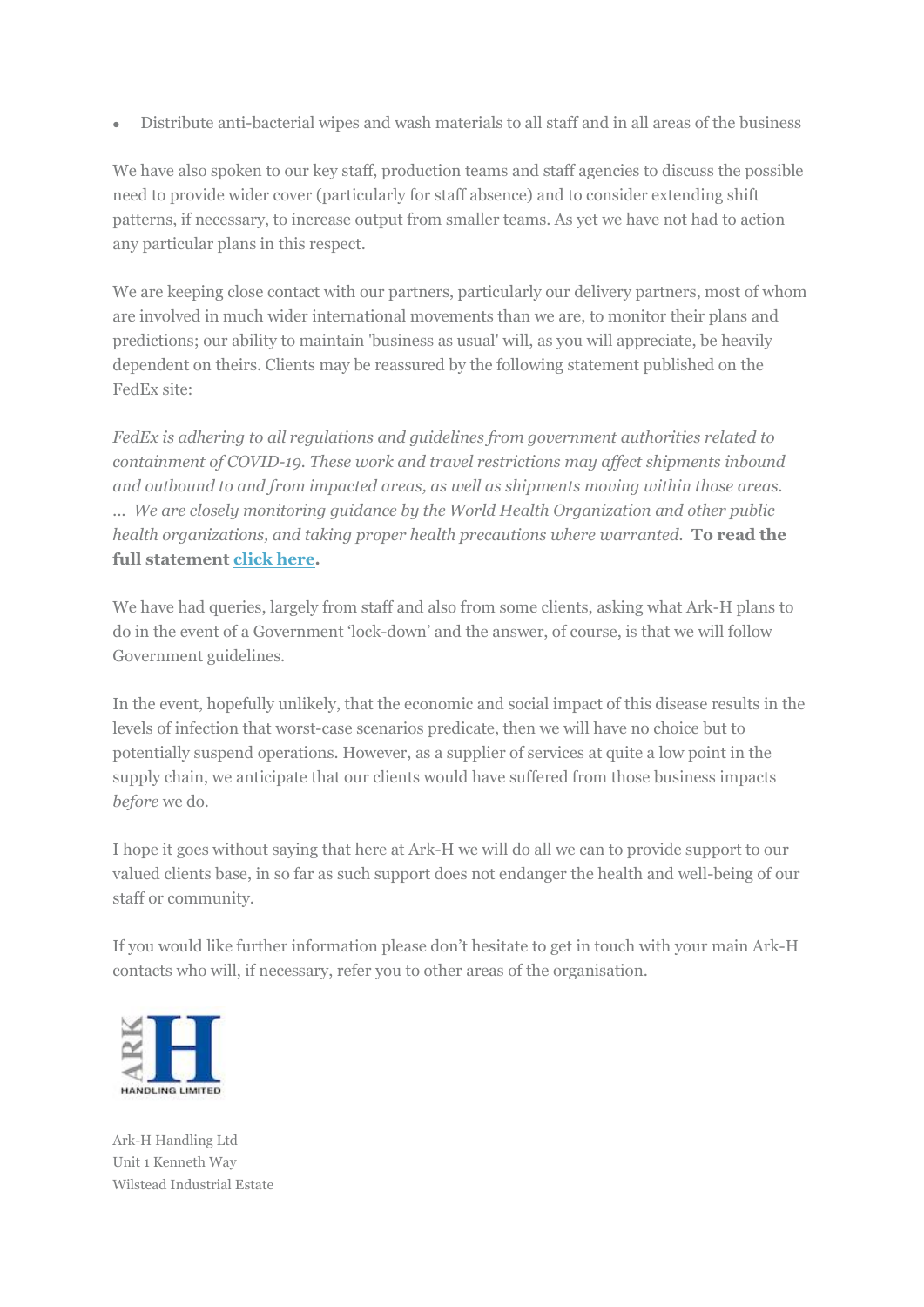- Distribute anti-bacterial wipes and wash materials to all staff and in all areas of the business

We have also spoken to our key staff, production teams and staff agencies to discuss the possible need to provide wider cover (particularly for staff absence) and to consider extending shift patterns, if necessary, to increase output from smaller teams. As yet we have not had to action any particular plans in this respect.

We are keeping close contact with our partners, particularly our delivery partners, most of whom are involved in much wider international movements than we are, to monitor their plans and predictions; our ability to maintain 'business as usual' will, as you will appreciate, be heavily dependent on theirs. Clients may be reassured by the following statement published on the FedEx site:

*FedEx is adhering to all regulations and guidelines from government authorities related to containment of COVID-19. These work and travel restrictions may affect shipments inbound and outbound to and from impacted areas, as well as shipments moving within those areas. ... We are closely monitoring guidance by the World Health Organization and other public health organizations, and taking proper health precautions where warranted.* **To read the full statement click here.**

We have had queries, largely from staff and also from some clients, asking what Ark-H plans to do in the event of a Government 'lock-down' and the answer, of course, is that we will follow Government guidelines.

In the event, hopefully unlikely, that the economic and social impact of this disease results in the levels of infection that worst-case scenarios predicate, then we will have no choice but to potentially suspend operations. However, as a supplier of services at quite a low point in the supply chain, we anticipate that our clients would have suffered from those business impacts *before* we do.

I hope it goes without saying that here at Ark-H we will do all we can to provide support to our valued clients base, in so far as such support does not endanger the health and well-being of our staff or community.

If you would like further information please don't hesitate to get in touch with your main Ark-H contacts who will, if necessary, refer you to other areas of the organisation.

ARK H
HANDLING LIMITED

Ark-H Handling Ltd
Unit 1 Kenneth Way
Wilstead Industrial Estate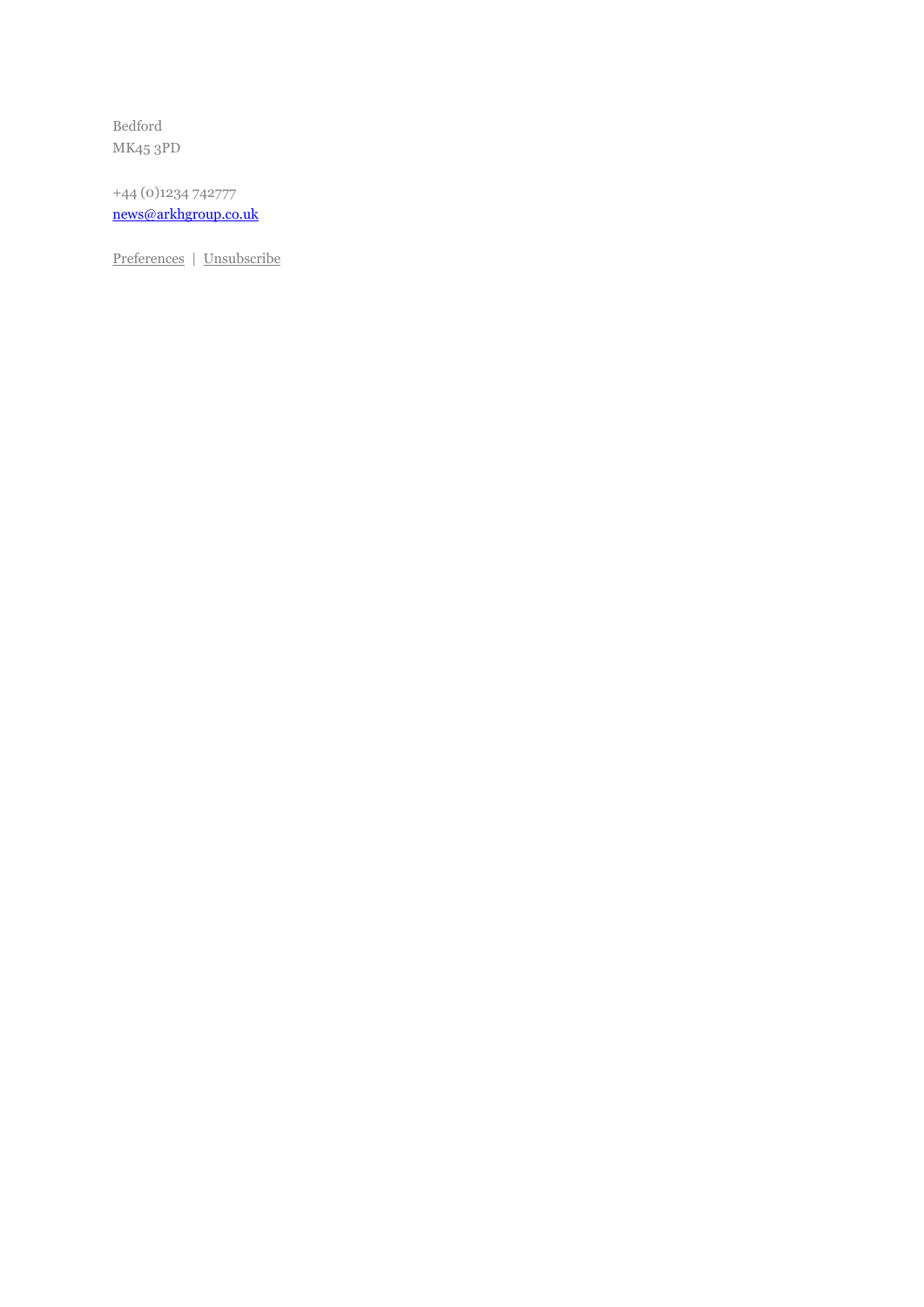Bedford
MK45 3PD

+44 (0)1234 742777
news@arkhgroup.co.uk

Preferences | Unsubscribe